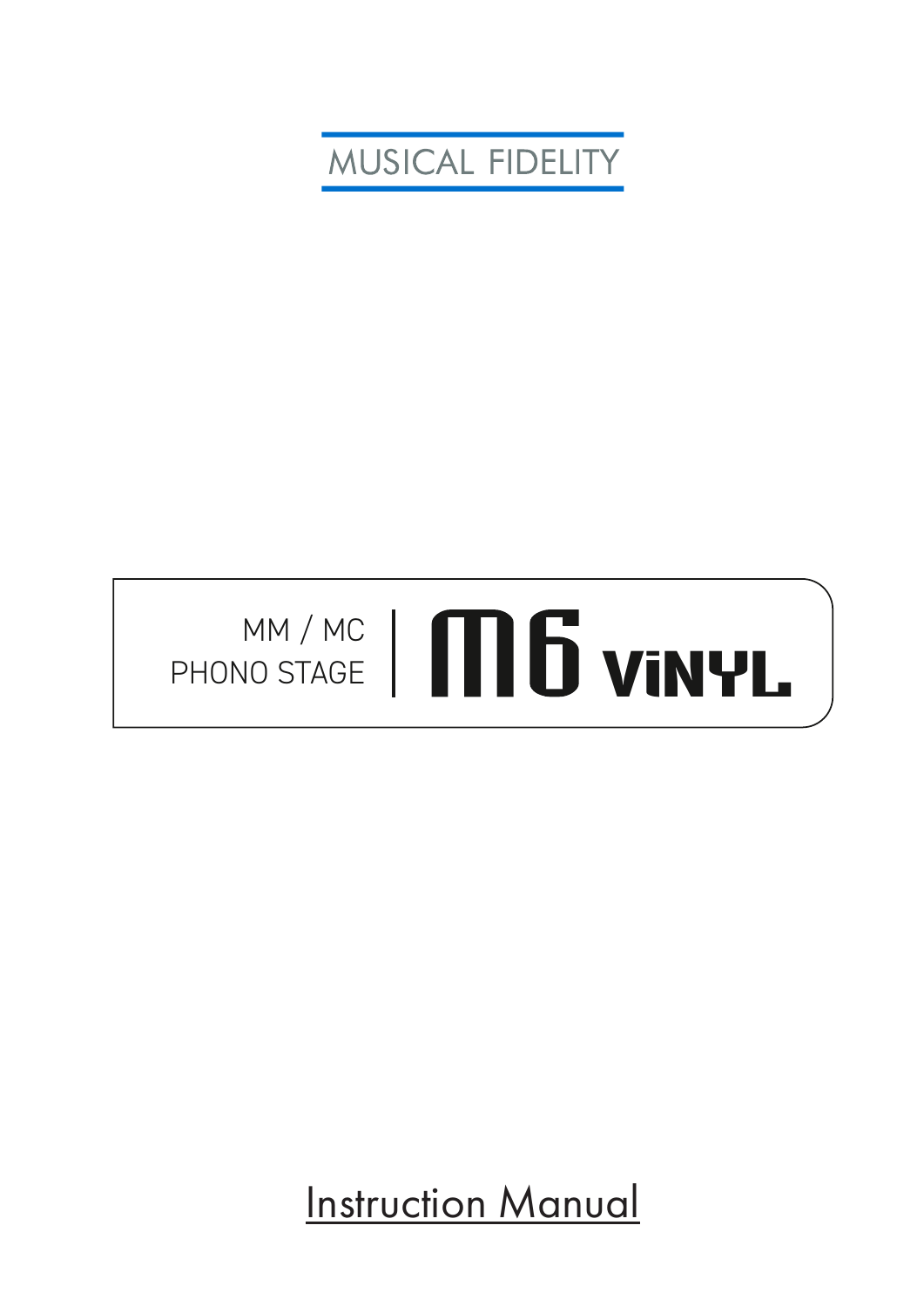MUSICAL FIDELITY

MM / MC
PHONO STAGE

# M6 VINYL

Instruction Manual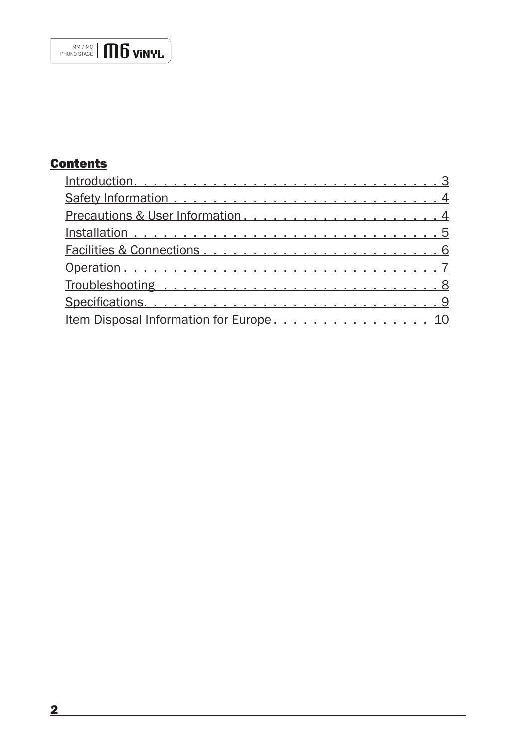MM / MC PHONO STAGE | M6 VINYL

## Contents

- Introduction . . . . . . . . . . . . . . . . . . . . . . . . . . . . . . . 3
- Safety Information . . . . . . . . . . . . . . . . . . . . . . . . . . . 4
- Precautions & User Information . . . . . . . . . . . . . . . . . . . 4
- Installation . . . . . . . . . . . . . . . . . . . . . . . . . . . . . . . 5
- Facilities & Connections . . . . . . . . . . . . . . . . . . . . . . . 6
- Operation . . . . . . . . . . . . . . . . . . . . . . . . . . . . . . . . 7
- Troubleshooting . . . . . . . . . . . . . . . . . . . . . . . . . . . . 8
- Specifications . . . . . . . . . . . . . . . . . . . . . . . . . . . . . 9
- Item Disposal Information for Europe . . . . . . . . . . . . . . . 10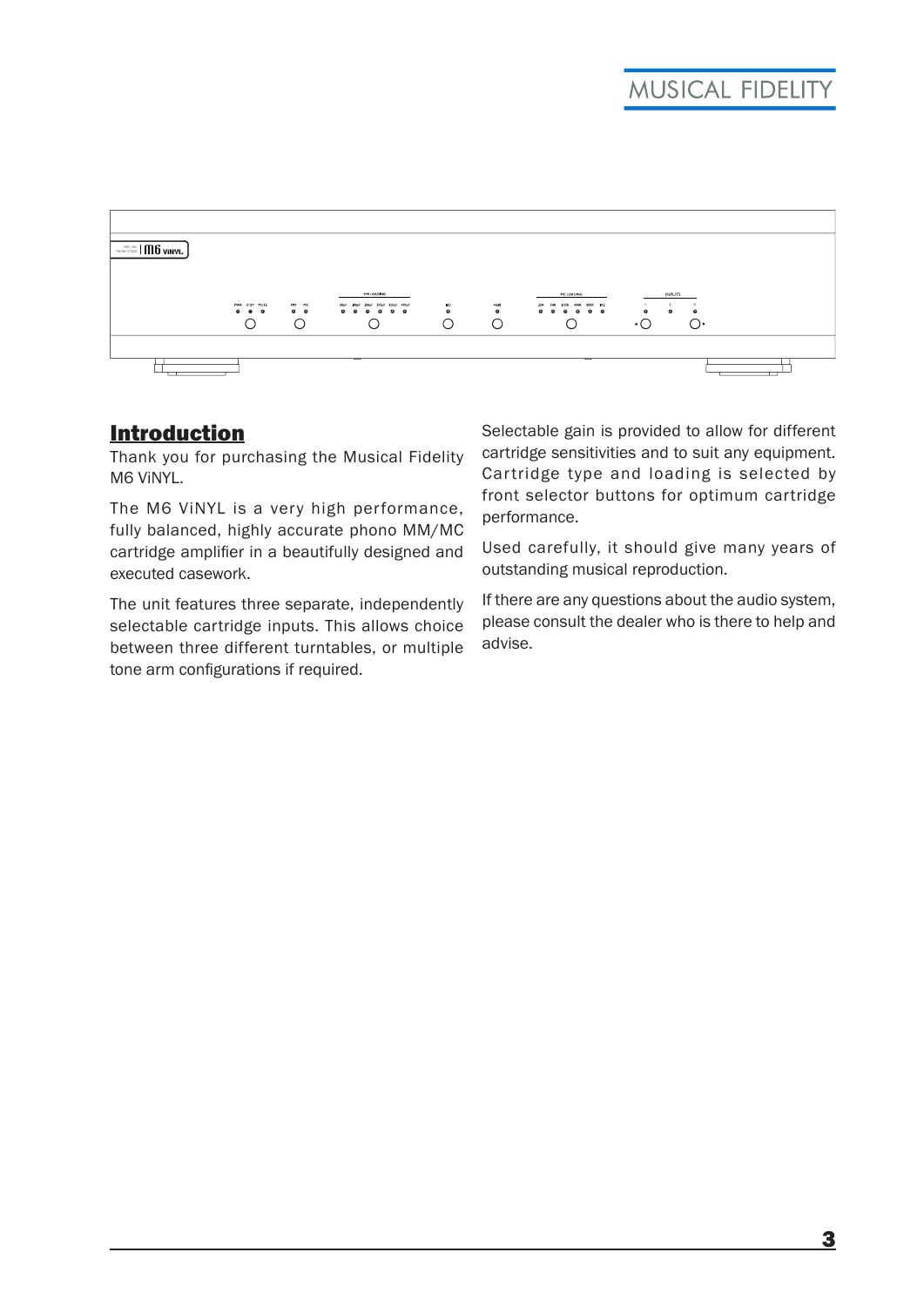## Introduction

Thank you for purchasing the Musical Fidelity M6 ViNYL.

The M6 ViNYL is a very high performance, fully balanced, highly accurate phono MM/MC cartridge amplifier in a beautifully designed and executed casework.

The unit features three separate, independently selectable cartridge inputs. This allows choice between three different turntables, or multiple tone arm configurations if required.

Selectable gain is provided to allow for different cartridge sensitivities and to suit any equipment. Cartridge type and loading is selected by front selector buttons for optimum cartridge performance.

Used carefully, it should give many years of outstanding musical reproduction.

If there are any questions about the audio system, please consult the dealer who is there to help and advise.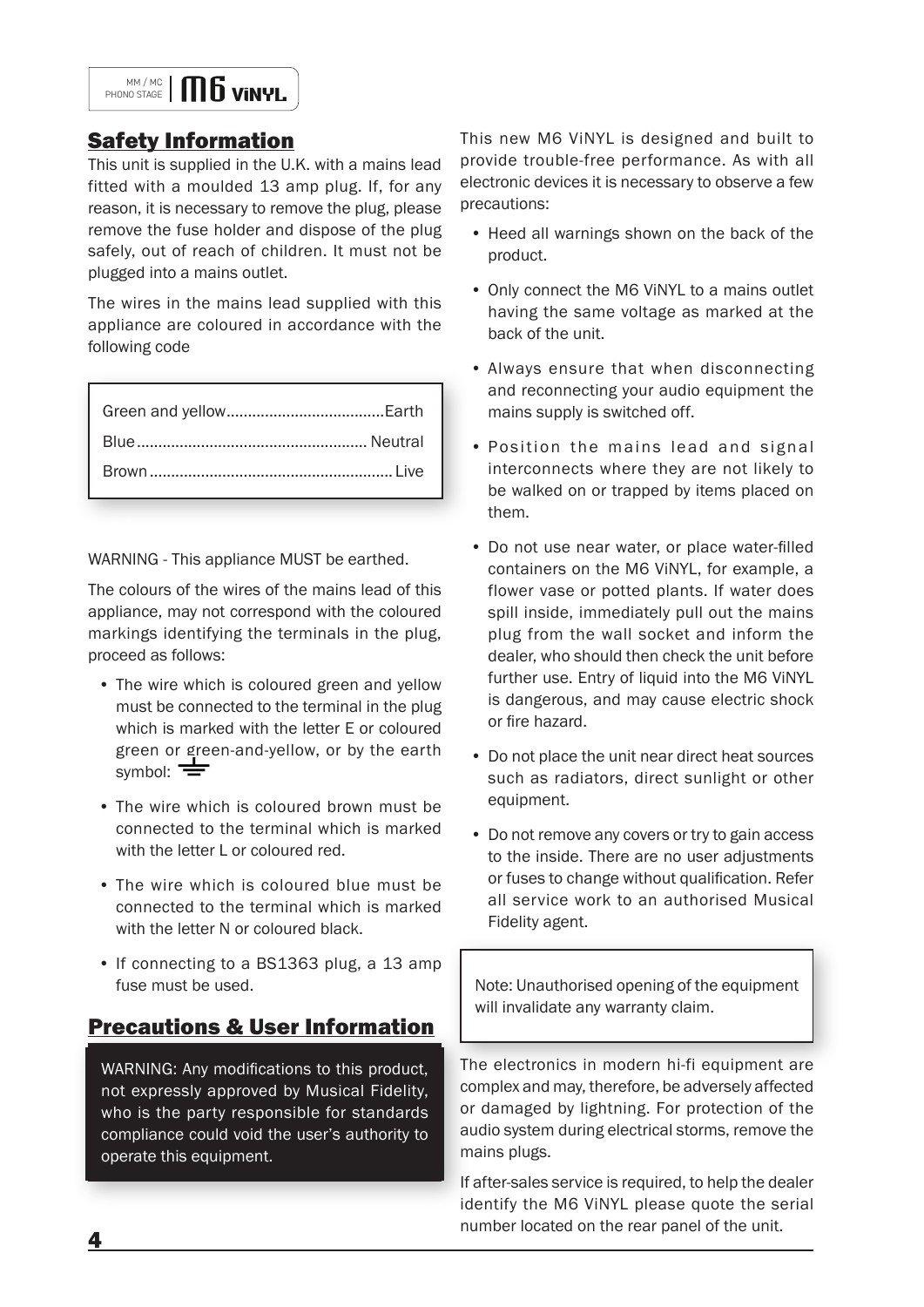## Safety Information

This unit is supplied in the U.K. with a mains lead fitted with a moulded 13 amp plug. If, for any reason, it is necessary to remove the plug, please remove the fuse holder and dispose of the plug safely, out of reach of children. It must not be plugged into a mains outlet.

The wires in the mains lead supplied with this appliance are coloured in accordance with the following code

| | |
|---|---|
| Green and yellow | Earth |
| Blue | Neutral |
| Brown | Live |

WARNING - This appliance MUST be earthed.

The colours of the wires of the mains lead of this appliance, may not correspond with the coloured markings identifying the terminals in the plug, proceed as follows:

- The wire which is coloured green and yellow must be connected to the terminal in the plug which is marked with the letter E or coloured green or green-and-yellow, or by the earth symbol: ⏚
- The wire which is coloured brown must be connected to the terminal which is marked with the letter L or coloured red.
- The wire which is coloured blue must be connected to the terminal which is marked with the letter N or coloured black.
- If connecting to a BS1363 plug, a 13 amp fuse must be used.

## Precautions & User Information

WARNING: Any modifications to this product, not expressly approved by Musical Fidelity, who is the party responsible for standards compliance could void the user's authority to operate this equipment.

This new M6 ViNYL is designed and built to provide trouble-free performance. As with all electronic devices it is necessary to observe a few precautions:

- Heed all warnings shown on the back of the product.
- Only connect the M6 ViNYL to a mains outlet having the same voltage as marked at the back of the unit.
- Always ensure that when disconnecting and reconnecting your audio equipment the mains supply is switched off.
- Position the mains lead and signal interconnects where they are not likely to be walked on or trapped by items placed on them.
- Do not use near water, or place water-filled containers on the M6 ViNYL, for example, a flower vase or potted plants. If water does spill inside, immediately pull out the mains plug from the wall socket and inform the dealer, who should then check the unit before further use. Entry of liquid into the M6 ViNYL is dangerous, and may cause electric shock or fire hazard.
- Do not place the unit near direct heat sources such as radiators, direct sunlight or other equipment.
- Do not remove any covers or try to gain access to the inside. There are no user adjustments or fuses to change without qualification. Refer all service work to an authorised Musical Fidelity agent.

Note: Unauthorised opening of the equipment will invalidate any warranty claim.

The electronics in modern hi-fi equipment are complex and may, therefore, be adversely affected or damaged by lightning. For protection of the audio system during electrical storms, remove the mains plugs.

If after-sales service is required, to help the dealer identify the M6 ViNYL please quote the serial number located on the rear panel of the unit.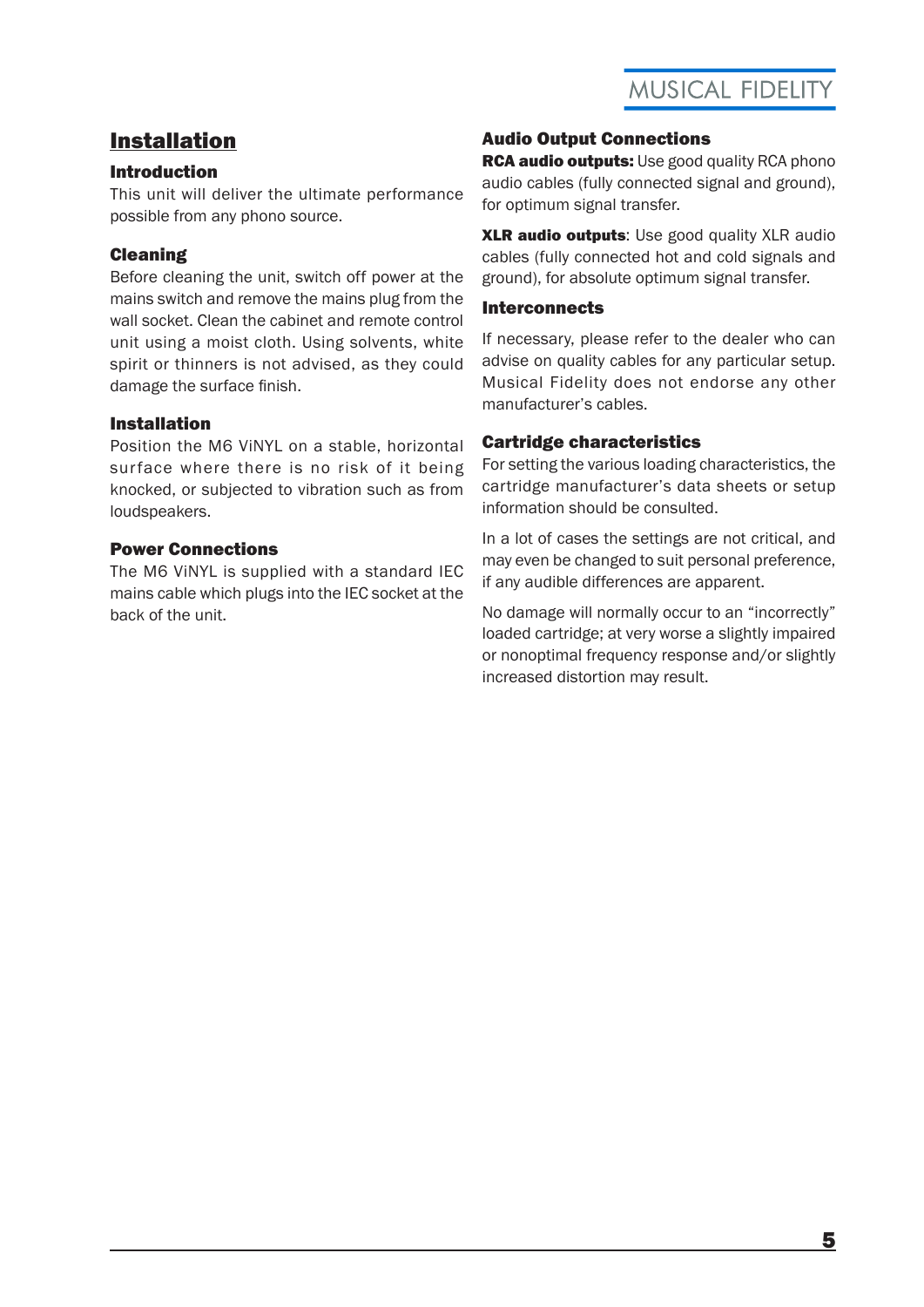# Installation

## Introduction

This unit will deliver the ultimate performance possible from any phono source.

## Cleaning

Before cleaning the unit, switch off power at the mains switch and remove the mains plug from the wall socket. Clean the cabinet and remote control unit using a moist cloth. Using solvents, white spirit or thinners is not advised, as they could damage the surface finish.

## Installation

Position the M6 ViNYL on a stable, horizontal surface where there is no risk of it being knocked, or subjected to vibration such as from loudspeakers.

## Power Connections

The M6 ViNYL is supplied with a standard IEC mains cable which plugs into the IEC socket at the back of the unit.

## Audio Output Connections

**RCA audio outputs:** Use good quality RCA phono audio cables (fully connected signal and ground), for optimum signal transfer.

**XLR audio outputs**: Use good quality XLR audio cables (fully connected hot and cold signals and ground), for absolute optimum signal transfer.

## Interconnects

If necessary, please refer to the dealer who can advise on quality cables for any particular setup. Musical Fidelity does not endorse any other manufacturer's cables.

## Cartridge characteristics

For setting the various loading characteristics, the cartridge manufacturer's data sheets or setup information should be consulted.

In a lot of cases the settings are not critical, and may even be changed to suit personal preference, if any audible differences are apparent.

No damage will normally occur to an "incorrectly" loaded cartridge; at very worse a slightly impaired or nonoptimal frequency response and/or slightly increased distortion may result.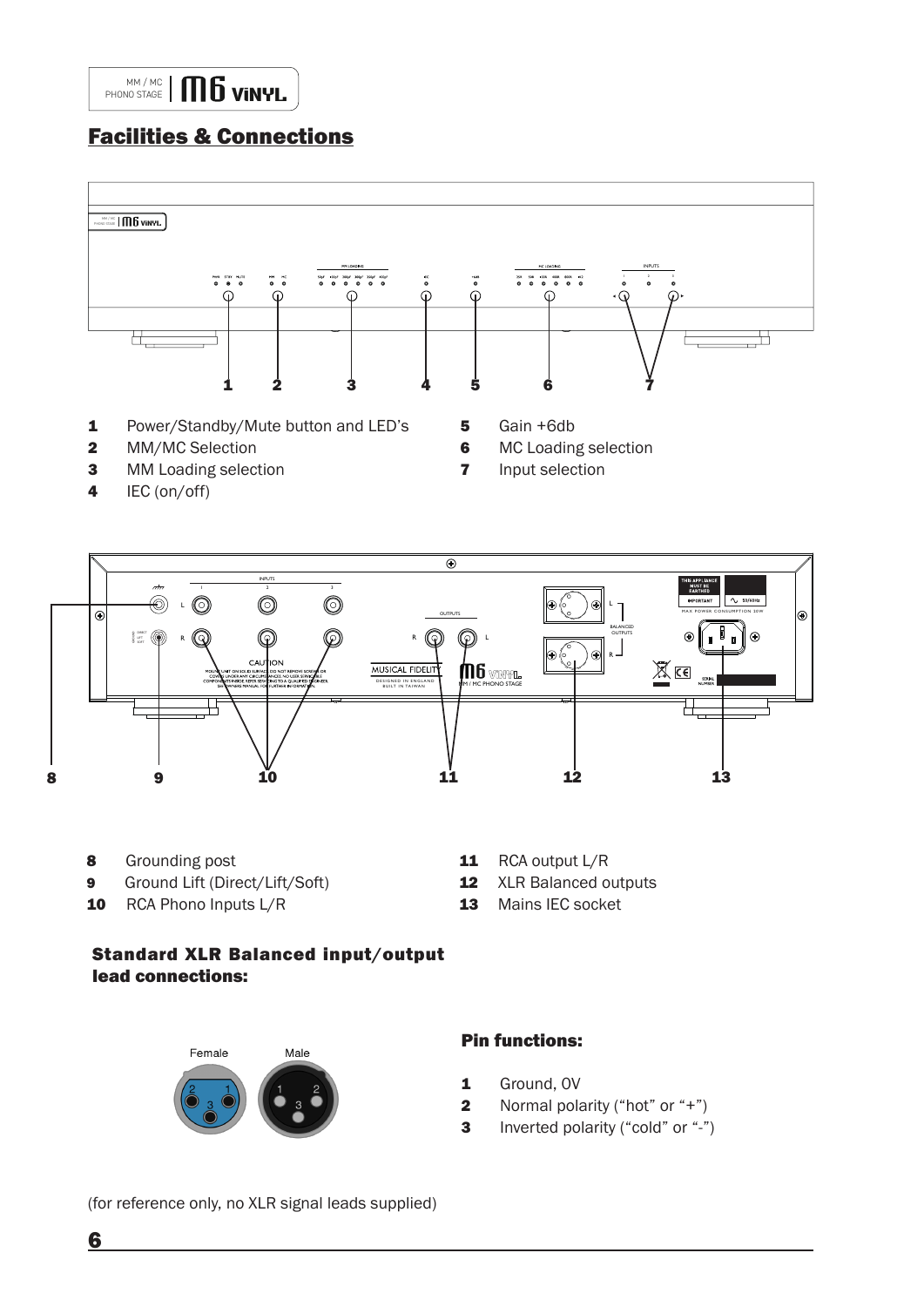## Facilities & Connections

1. Power/Standby/Mute button and LED's
2. MM/MC Selection
3. MM Loading selection
4. IEC (on/off)
5. Gain +6db
6. MC Loading selection
7. Input selection

8. Grounding post
9. Ground Lift (Direct/Lift/Soft)
10. RCA Phono Inputs L/R
11. RCA output L/R
12. XLR Balanced outputs
13. Mains IEC socket

### Standard XLR Balanced input/output lead connections:

#### Pin functions:

1. Ground, 0V
2. Normal polarity ("hot" or "+")
3. Inverted polarity ("cold" or "-")

(for reference only, no XLR signal leads supplied)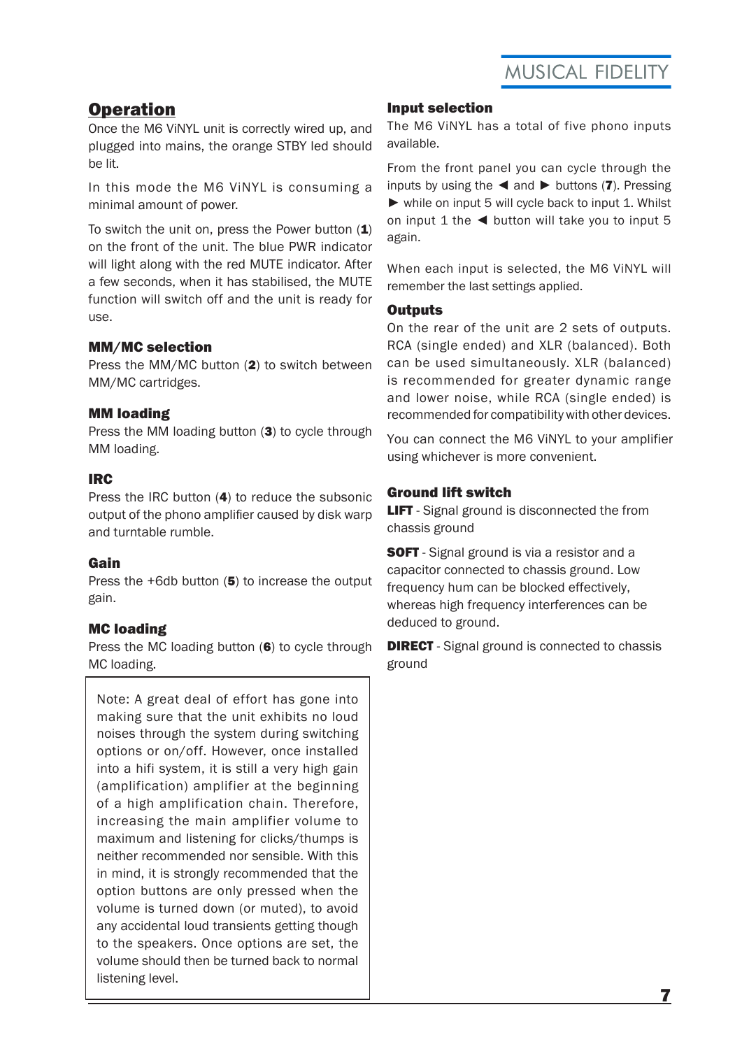## Operation

Once the M6 ViNYL unit is correctly wired up, and plugged into mains, the orange STBY led should be lit.

In this mode the M6 ViNYL is consuming a minimal amount of power.

To switch the unit on, press the Power button (**1**) on the front of the unit. The blue PWR indicator will light along with the red MUTE indicator. After a few seconds, when it has stabilised, the MUTE function will switch off and the unit is ready for use.

### MM/MC selection

Press the MM/MC button (**2**) to switch between MM/MC cartridges.

### MM loading

Press the MM loading button (**3**) to cycle through MM loading.

### IRC

Press the IRC button (**4**) to reduce the subsonic output of the phono amplifier caused by disk warp and turntable rumble.

### Gain

Press the +6db button (**5**) to increase the output gain.

### MC loading

Press the MC loading button (**6**) to cycle through MC loading.

> Note: A great deal of effort has gone into making sure that the unit exhibits no loud noises through the system during switching options or on/off. However, once installed into a hifi system, it is still a very high gain (amplification) amplifier at the beginning of a high amplification chain. Therefore, increasing the main amplifier volume to maximum and listening for clicks/thumps is neither recommended nor sensible. With this in mind, it is strongly recommended that the option buttons are only pressed when the volume is turned down (or muted), to avoid any accidental loud transients getting though to the speakers. Once options are set, the volume should then be turned back to normal listening level.

### Input selection

The M6 ViNYL has a total of five phono inputs available.

From the front panel you can cycle through the inputs by using the ◄ and ► buttons (**7**). Pressing ► while on input 5 will cycle back to input 1. Whilst on input 1 the ◄ button will take you to input 5 again.

When each input is selected, the M6 ViNYL will remember the last settings applied.

### Outputs

On the rear of the unit are 2 sets of outputs. RCA (single ended) and XLR (balanced). Both can be used simultaneously. XLR (balanced) is recommended for greater dynamic range and lower noise, while RCA (single ended) is recommended for compatibility with other devices.

You can connect the M6 ViNYL to your amplifier using whichever is more convenient.

### Ground lift switch

**LIFT** - Signal ground is disconnected the from chassis ground

**SOFT** - Signal ground is via a resistor and a capacitor connected to chassis ground. Low frequency hum can be blocked effectively, whereas high frequency interferences can be deduced to ground.

**DIRECT** - Signal ground is connected to chassis ground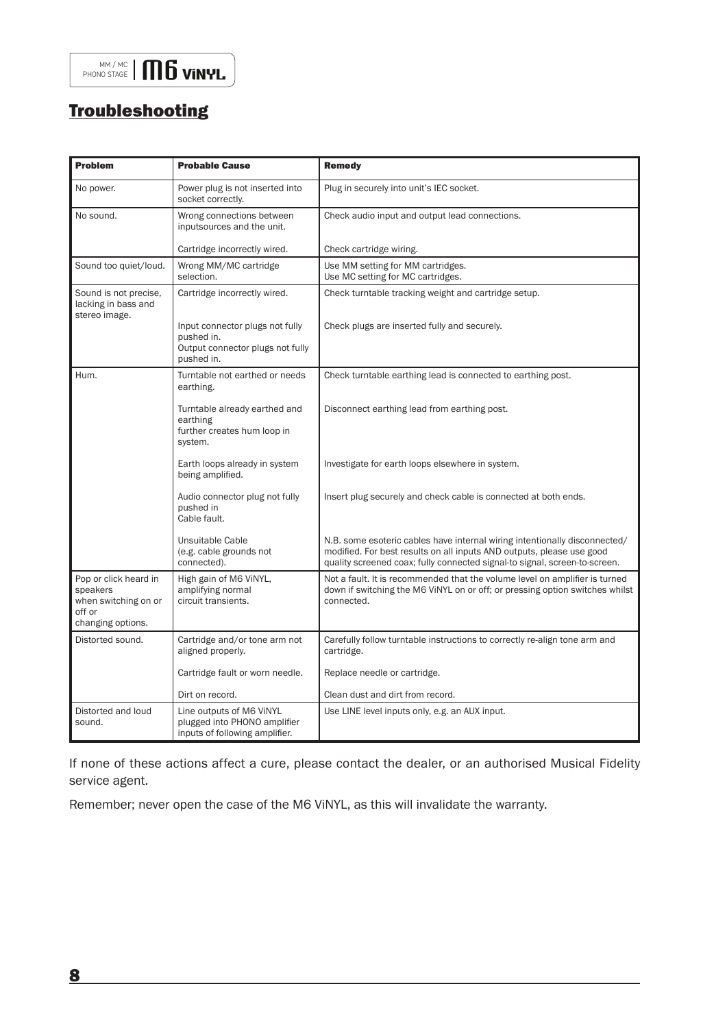## Troubleshooting

| Problem | Probable Cause | Remedy |
|---|---|---|
| No power. | Power plug is not inserted into socket correctly. | Plug in securely into unit's IEC socket. |
| No sound. | Wrong connections between inputsources and the unit. | Check audio input and output lead connections. |
| | Cartridge incorrectly wired. | Check cartridge wiring. |
| Sound too quiet/loud. | Wrong MM/MC cartridge selection. | Use MM setting for MM cartridges. Use MC setting for MC cartridges. |
| Sound is not precise, lacking in bass and stereo image. | Cartridge incorrectly wired. | Check turntable tracking weight and cartridge setup. |
| | Input connector plugs not fully pushed in. Output connector plugs not fully pushed in. | Check plugs are inserted fully and securely. |
| Hum. | Turntable not earthed or needs earthing. | Check turntable earthing lead is connected to earthing post. |
| | Turntable already earthed and earthing further creates hum loop in system. | Disconnect earthing lead from earthing post. |
| | Earth loops already in system being amplified. | Investigate for earth loops elsewhere in system. |
| | Audio connector plug not fully pushed in Cable fault. | Insert plug securely and check cable is connected at both ends. |
| | Unsuitable Cable (e.g. cable grounds not connected). | N.B. some esoteric cables have internal wiring intentionally disconnected/ modified. For best results on all inputs AND outputs, please use good quality screened coax; fully connected signal-to signal, screen-to-screen. |
| Pop or click heard in speakers when switching on or off or changing options. | High gain of M6 ViNYL, amplifying normal circuit transients. | Not a fault. It is recommended that the volume level on amplifier is turned down if switching the M6 ViNYL on or off; or pressing option switches whilst connected. |
| Distorted sound. | Cartridge and/or tone arm not aligned properly. | Carefully follow turntable instructions to correctly re-align tone arm and cartridge. |
| | Cartridge fault or worn needle. | Replace needle or cartridge. |
| | Dirt on record. | Clean dust and dirt from record. |
| Distorted and loud sound. | Line outputs of M6 ViNYL plugged into PHONO amplifier inputs of following amplifier. | Use LINE level inputs only, e.g. an AUX input. |

If none of these actions affect a cure, please contact the dealer, or an authorised Musical Fidelity service agent.

Remember; never open the case of the M6 ViNYL, as this will invalidate the warranty.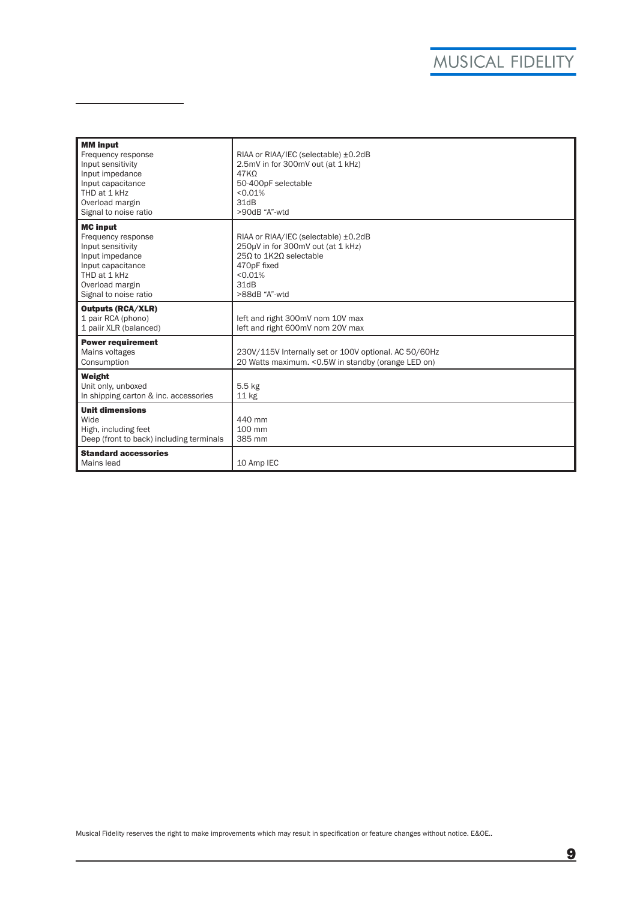| **MM input** | |
|---|---|
| Frequency response | RIAA or RIAA/IEC (selectable) ±0.2dB |
| Input sensitivity | 2.5mV in for 300mV out (at 1 kHz) |
| Input impedance | 47KΩ |
| Input capacitance | 50-400pF selectable |
| THD at 1 kHz | <0.01% |
| Overload margin | 31dB |
| Signal to noise ratio | >90dB "A"-wtd |
| **MC input** | |
| Frequency response | RIAA or RIAA/IEC (selectable) ±0.2dB |
| Input sensitivity | 250μV in for 300mV out (at 1 kHz) |
| Input impedance | 25Ω to 1K2Ω selectable |
| Input capacitance | 470pF fixed |
| THD at 1 kHz | <0.01% |
| Overload margin | 31dB |
| Signal to noise ratio | >88dB "A"-wtd |
| **Outputs (RCA/XLR)** | |
| 1 pair RCA (phono) | left and right 300mV nom 10V max |
| 1 paiir XLR (balanced) | left and right 600mV nom 20V max |
| **Power requirement** | |
| Mains voltages | 230V/115V Internally set or 100V optional. AC 50/60Hz |
| Consumption | 20 Watts maximum. <0.5W in standby (orange LED on) |
| **Weight** | |
| Unit only, unboxed | 5.5 kg |
| In shipping carton & inc. accessories | 11 kg |
| **Unit dimensions** | |
| Wide | 440 mm |
| High, including feet | 100 mm |
| Deep (front to back) including terminals | 385 mm |
| **Standard accessories** | |
| Mains lead | 10 Amp IEC |

Musical Fidelity reserves the right to make improvements which may result in specification or feature changes without notice. E&OE..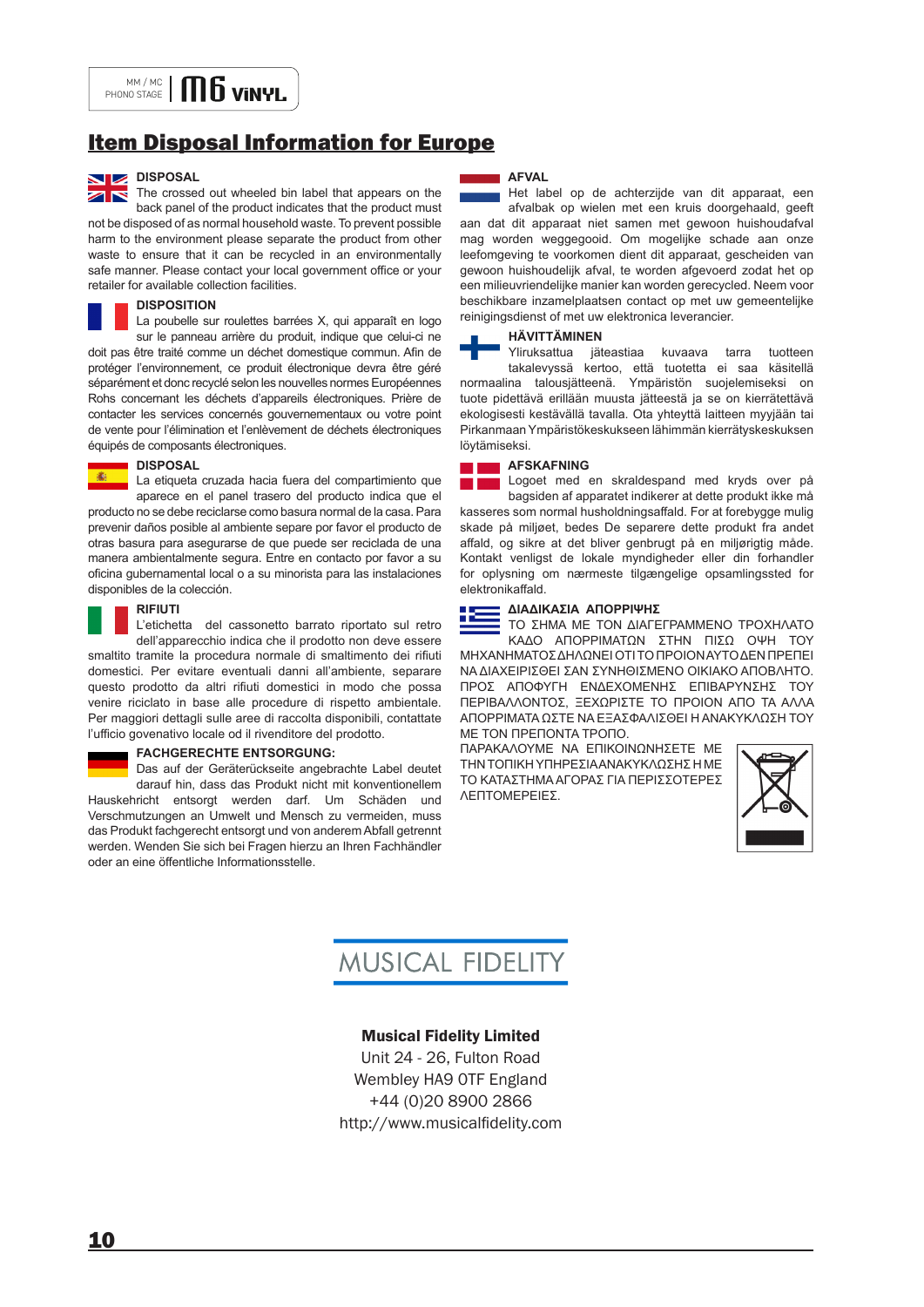# Item Disposal Information for Europe

### DISPOSAL

The crossed out wheeled bin label that appears on the back panel of the product indicates that the product must not be disposed of as normal household waste. To prevent possible harm to the environment please separate the product from other waste to ensure that it can be recycled in an environmentally safe manner. Please contact your local government office or your retailer for available collection facilities.

### DISPOSITION

La poubelle sur roulettes barrées X, qui apparaît en logo sur le panneau arrière du produit, indique que celui-ci ne doit pas être traité comme un déchet domestique commun. Afin de protéger l'environnement, ce produit électronique devra être géré séparément et donc recyclé selon les nouvelles normes Européennes Rohs concernant les déchets d'appareils électroniques. Prière de contacter les services concernés gouvernementaux ou votre point de vente pour l'élimination et l'enlèvement de déchets électroniques équipés de composants électroniques.

### DISPOSAL

La etiqueta cruzada hacia fuera del compartimiento que aparece en el panel trasero del producto indica que el producto no se debe reciclarse como basura normal de la casa. Para prevenir daños posible al ambiente separe por favor el producto de otras basura para asegurarse de que puede ser reciclada de una manera ambientalmente segura. Entre en contacto por favor a su oficina gubernamental local o a su minorista para las instalaciones disponibles de la colección.

### RIFIUTI

L'etichetta del cassonetto barrato riportato sul retro dell'apparecchio indica che il prodotto non deve essere smaltito tramite la procedura normale di smaltimento dei rifiuti domestici. Per evitare eventuali danni all'ambiente, separare questo prodotto da altri rifiuti domestici in modo che possa venire riciclato in base alle procedure di rispetto ambientale. Per maggiori dettagli sulle aree di raccolta disponibili, contattate l'ufficio govenativo locale od il rivenditore del prodotto.

### FACHGERECHTE ENTSORGUNG:

Das auf der Geräterückseite angebrachte Label deutet darauf hin, dass das Produkt nicht mit konventionellem Hauskehricht entsorgt werden darf. Um Schäden und Verschmutzungen an Umwelt und Mensch zu vermeiden, muss das Produkt fachgerecht entsorgt und von anderem Abfall getrennt werden. Wenden Sie sich bei Fragen hierzu an Ihren Fachhändler oder an eine öffentliche Informationsstelle.

### AFVAL

Het label op de achterzijde van dit apparaat, een afvalbak op wielen met een kruis doorgehaald, geeft aan dat dit apparaat niet samen met gewoon huishoudafval mag worden weggegooid. Om mogelijke schade aan onze leefomgeving te voorkomen dient dit apparaat, gescheiden van gewoon huishoudelijk afval, te worden afgevoerd zodat het op een milieuvriendelijke manier kan worden gerecycled. Neem voor beschikbare inzamelplaatsen contact op met uw gemeentelijke reinigingsdienst of met uw elektronica leverancier.

### HÄVITTÄMINEN

Yliruksattua jäteastiaa kuvaava tarra tuotteen takalevyssä kertoo, että tuotetta ei saa käsitellä normaalina talousjätteenä. Ympäristön suojelemiseksi on tuote pidettävä erillään muusta jätteestä ja se on kierrätettävä ekologisesti kestävällä tavalla. Ota yhteyttä laitteen myyjään tai Pirkanmaan Ympäristökeskukseen lähimmän kierrätyskeskuksen löytämiseksi.

### AFSKAFNING

Logoet med en skraldespand med kryds over på bagsiden af apparatet indikerer at dette produkt ikke må kasseres som normal husholdningsaffald. For at forebygge mulig skade på miljøet, bedes De separere dette produkt fra andet affald, og sikre at det bliver genbrugt på en miljørigtig måde. Kontakt venligst de lokale myndigheder eller din forhandler for oplysning om nærmeste tilgængelige opsamlingssted for elektronikaffald.

### ΔΙΑΔΙΚΑΣΙΑ ΑΠΟΡΡΙΨΗΣ

ΤΟ ΣΗΜΑ ΜΕ ΤΟΝ ΔΙΑΓΕΓΡΑΜΜΕΝΟ ΤΡΟΧΗΛΑΤΟ ΚΑΔΟ ΑΠΟΡΡΙΜΑΤΩΝ ΣΤΗΝ ΠΙΣΩ ΟΨΗ ΤΟΥ ΜΗΧΑΝΗΜΑΤΟΣ ΔΗΛΩΝΕΙ ΟΤΙ ΤΟ ΠΡΟΙΟΝ ΑΥΤΟ ΔΕΝ ΠΡΕΠΕΙ ΝΑ ΔΙΑΧΕΙΡΙΣΘΕΙ ΣΑΝ ΣΥΝΗΘΙΣΜΕΝΟ ΟΙΚΙΑΚΟ ΑΠΟΒΛΗΤΟ. ΠΡΟΣ ΑΠΟΦΥΓΗ ΕΝΔΕΧΟΜΕΝΗΣ ΕΠΙΒΑΡΥΝΣΗΣ ΤΟΥ ΠΕΡΙΒΑΛΛΟΝΤΟΣ, ΞΕΧΩΡΙΣΤΕ ΤΟ ΠΡΟΙΟΝ ΑΠΟ ΤΑ ΑΛΛΑ ΑΠΟΡΡΙΜΑΤΑ ΩΣΤΕ ΝΑ ΕΞΑΣΦΑΛΙΣΘΕΙ Η ΑΝΑΚΥΚΛΩΣΗ ΤΟΥ ΜΕ ΤΟΝ ΠΡΕΠΟΝΤΑ ΤΡΟΠΟ.

ΠΑΡΑΚΑΛΟΥΜΕ ΝΑ ΕΠΙΚΟΙΝΩΝΗΣΕΤΕ ΜΕ ΤΗΝ ΤΟΠΙΚΗ ΥΠΗΡΕΣΙΑ ΑΝΑΚΥΚΛΩΣΗΣ Η ΜΕ ΤΟ ΚΑΤΑΣΤΗΜΑ ΑΓΟΡΑΣ ΓΙΑ ΠΕΡΙΣΣΟΤΕΡΕΣ ΛΕΠΤΟΜΕΡΕΙΕΣ.

MUSICAL FIDELITY

**Musical Fidelity Limited**
Unit 24 - 26, Fulton Road
Wembley HA9 0TF England
+44 (0)20 8900 2866
http://www.musicalfidelity.com